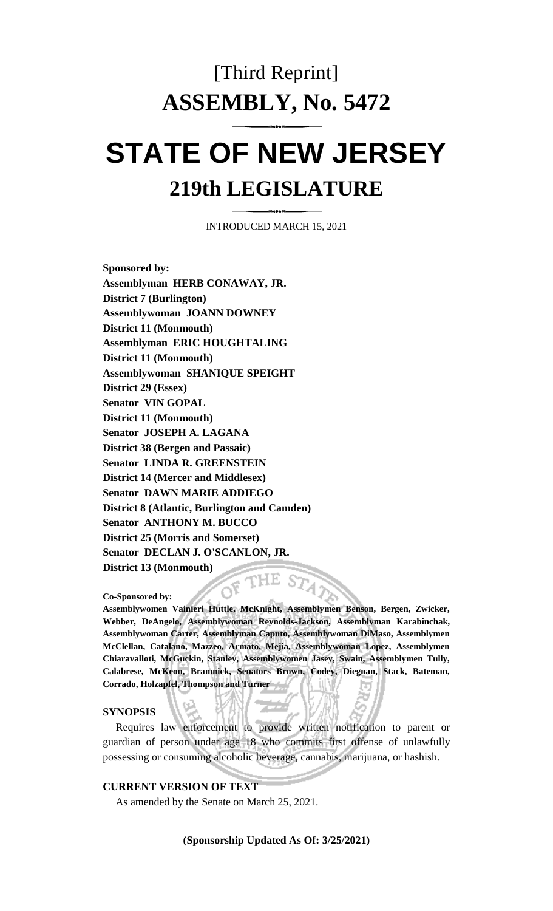# [Third Reprint]

# ASSEMBLY, No. 5472

# STATE OF NEW JERSEY

## 219th LEGISLATURE

INTRODUCED MARCH 15, 2021

**Sponsored by:**
**Assemblyman HERB CONAWAY, JR.**
**District 7 (Burlington)**
**Assemblywoman JOANN DOWNEY**
**District 11 (Monmouth)**
**Assemblyman ERIC HOUGHTALING**
**District 11 (Monmouth)**
**Assemblywoman SHANIQUE SPEIGHT**
**District 29 (Essex)**
**Senator VIN GOPAL**
**District 11 (Monmouth)**
**Senator JOSEPH A. LAGANA**
**District 38 (Bergen and Passaic)**
**Senator LINDA R. GREENSTEIN**
**District 14 (Mercer and Middlesex)**
**Senator DAWN MARIE ADDIEGO**
**District 8 (Atlantic, Burlington and Camden)**
**Senator ANTHONY M. BUCCO**
**District 25 (Morris and Somerset)**
**Senator DECLAN J. O'SCANLON, JR.**
**District 13 (Monmouth)**

**Co-Sponsored by:**
**Assemblywomen Vainieri Huttle, McKnight, Assemblymen Benson, Bergen, Zwicker, Webber, DeAngelo, Assemblywoman Reynolds-Jackson, Assemblyman Karabinchak, Assemblywoman Carter, Assemblyman Caputo, Assemblywoman DiMaso, Assemblymen McClellan, Catalano, Mazzeo, Armato, Mejia, Assemblywoman Lopez, Assemblymen Chiaravalloti, McGuckin, Stanley, Assemblywomen Jasey, Swain, Assemblymen Tully, Calabrese, McKeon, Bramnick, Senators Brown, Codey, Diegnan, Stack, Bateman, Corrado, Holzapfel, Thompson and Turner**

**SYNOPSIS**

Requires law enforcement to provide written notification to parent or guardian of person under age 18 who commits first offense of unlawfully possessing or consuming alcoholic beverage, cannabis, marijuana, or hashish.

**CURRENT VERSION OF TEXT**

As amended by the Senate on March 25, 2021.

**(Sponsorship Updated As Of: 3/25/2021)**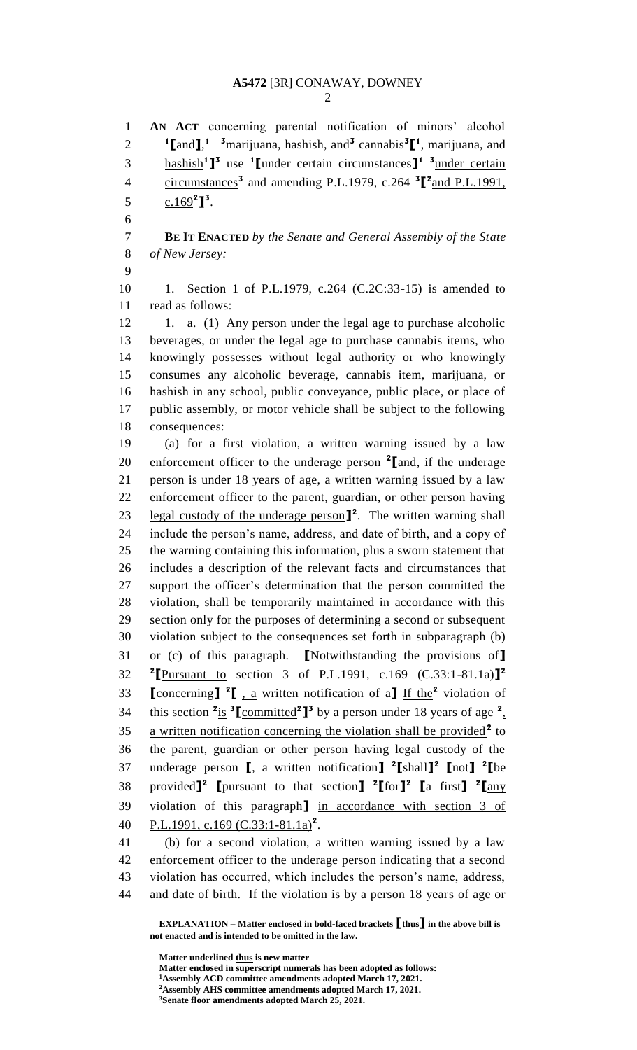**AN ACT** concerning parental notification of minors' alcohol [1]⟦and⟧, [1] [3]marijuana, hashish, and[3] cannabis[3]⟦[1], marijuana, and hashish[1]⟧[3] use [1]⟦under certain circumstances⟧[1] [3]under certain circumstances[3] and amending P.L.1979, c.264 [3]⟦[2]and P.L.1991, c.169[2]⟧[3].

**BE IT ENACTED** *by the Senate and General Assembly of the State of New Jersey:*

1. Section 1 of P.L.1979, c.264 (C.2C:33-15) is amended to read as follows:

1. a. (1) Any person under the legal age to purchase alcoholic beverages, or under the legal age to purchase cannabis items, who knowingly possesses without legal authority or who knowingly consumes any alcoholic beverage, cannabis item, marijuana, or hashish in any school, public conveyance, public place, or place of public assembly, or motor vehicle shall be subject to the following consequences:

(a) for a first violation, a written warning issued by a law enforcement officer to the underage person [2]⟦and, if the underage person is under 18 years of age, a written warning issued by a law enforcement officer to the parent, guardian, or other person having legal custody of the underage person⟧[2]. The written warning shall include the person's name, address, and date of birth, and a copy of the warning containing this information, plus a sworn statement that includes a description of the relevant facts and circumstances that support the officer's determination that the person committed the violation, shall be temporarily maintained in accordance with this section only for the purposes of determining a second or subsequent violation subject to the consequences set forth in subparagraph (b) or (c) of this paragraph. ⟦Notwithstanding the provisions of⟧ [2]⟦Pursuant to section 3 of P.L.1991, c.169 (C.33:1-81.1a)⟧[2] ⟦concerning⟧ [2]⟦, a written notification of a⟧ If the[2] violation of this section [2]is [3]⟦committed[2]⟧[3] by a person under 18 years of age [2], a written notification concerning the violation shall be provided[2] to the parent, guardian or other person having legal custody of the underage person ⟦, a written notification⟧ [2]⟦shall⟧[2] ⟦not⟧ [2]⟦be provided⟧[2] ⟦pursuant to that section⟧ [2]⟦for⟧[2] ⟦a first⟧ [2]⟦any violation of this paragraph⟧ in accordance with section 3 of P.L.1991, c.169 (C.33:1-81.1a)[2].

(b) for a second violation, a written warning issued by a law enforcement officer to the underage person indicating that a second violation has occurred, which includes the person's name, address, and date of birth. If the violation is by a person 18 years of age or

---

**EXPLANATION – Matter enclosed in bold-faced brackets ⟦thus⟧ in the above bill is not enacted and is intended to be omitted in the law.**

**Matter underlined thus is new matter**
**Matter enclosed in superscript numerals has been adopted as follows:**
**[1]Assembly ACD committee amendments adopted March 17, 2021.**
**[2]Assembly AHS committee amendments adopted March 17, 2021.**
**[3]Senate floor amendments adopted March 25, 2021.**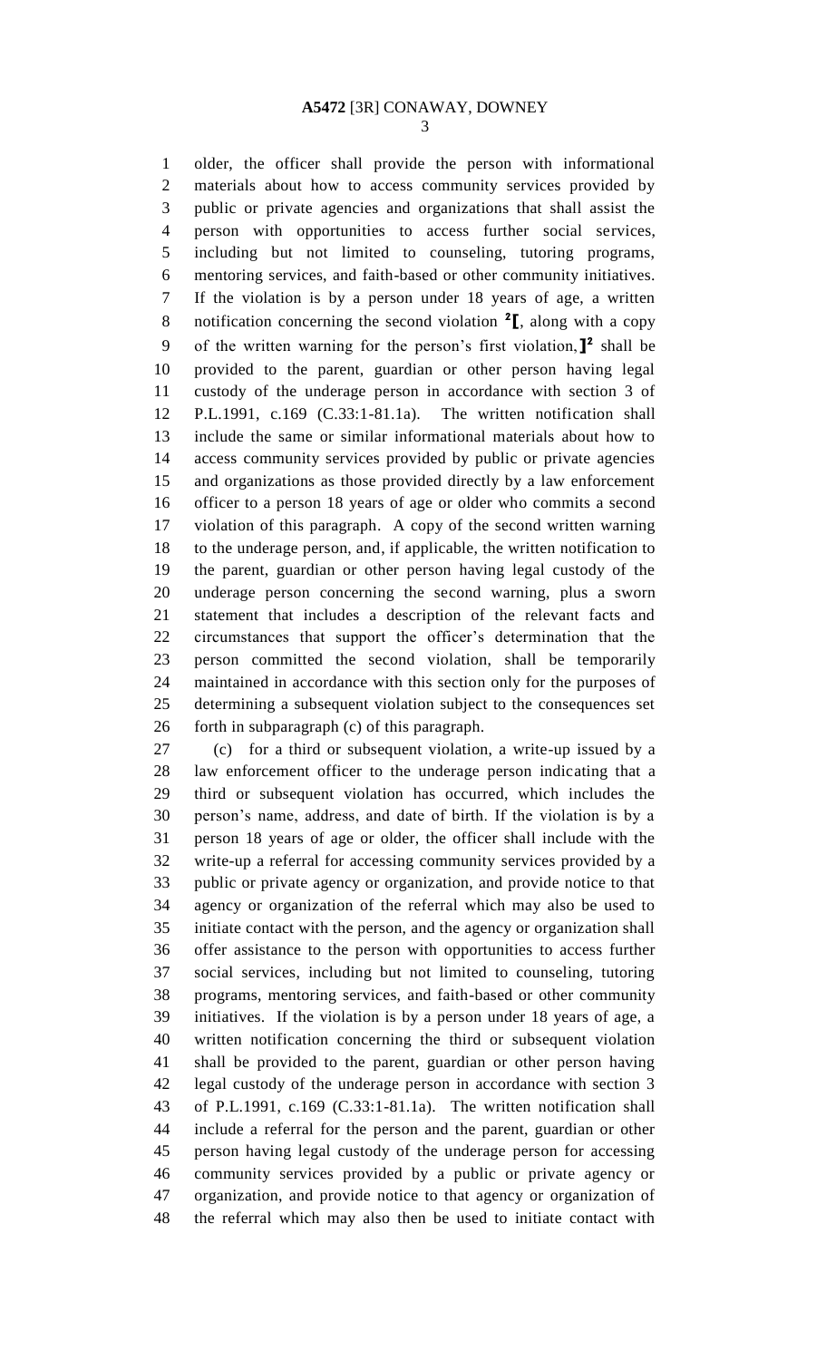older, the officer shall provide the person with informational materials about how to access community services provided by public or private agencies and organizations that shall assist the person with opportunities to access further social services, including but not limited to counseling, tutoring programs, mentoring services, and faith-based or other community initiatives. If the violation is by a person under 18 years of age, a written notification concerning the second violation [2][, along with a copy of the written warning for the person's first violation,][2] shall be provided to the parent, guardian or other person having legal custody of the underage person in accordance with section 3 of P.L.1991, c.169 (C.33:1-81.1a). The written notification shall include the same or similar informational materials about how to access community services provided by public or private agencies and organizations as those provided directly by a law enforcement officer to a person 18 years of age or older who commits a second violation of this paragraph. A copy of the second written warning to the underage person, and, if applicable, the written notification to the parent, guardian or other person having legal custody of the underage person concerning the second warning, plus a sworn statement that includes a description of the relevant facts and circumstances that support the officer's determination that the person committed the second violation, shall be temporarily maintained in accordance with this section only for the purposes of determining a subsequent violation subject to the consequences set forth in subparagraph (c) of this paragraph.

(c) for a third or subsequent violation, a write-up issued by a law enforcement officer to the underage person indicating that a third or subsequent violation has occurred, which includes the person's name, address, and date of birth. If the violation is by a person 18 years of age or older, the officer shall include with the write-up a referral for accessing community services provided by a public or private agency or organization, and provide notice to that agency or organization of the referral which may also be used to initiate contact with the person, and the agency or organization shall offer assistance to the person with opportunities to access further social services, including but not limited to counseling, tutoring programs, mentoring services, and faith-based or other community initiatives. If the violation is by a person under 18 years of age, a written notification concerning the third or subsequent violation shall be provided to the parent, guardian or other person having legal custody of the underage person in accordance with section 3 of P.L.1991, c.169 (C.33:1-81.1a). The written notification shall include a referral for the person and the parent, guardian or other person having legal custody of the underage person for accessing community services provided by a public or private agency or organization, and provide notice to that agency or organization of the referral which may also then be used to initiate contact with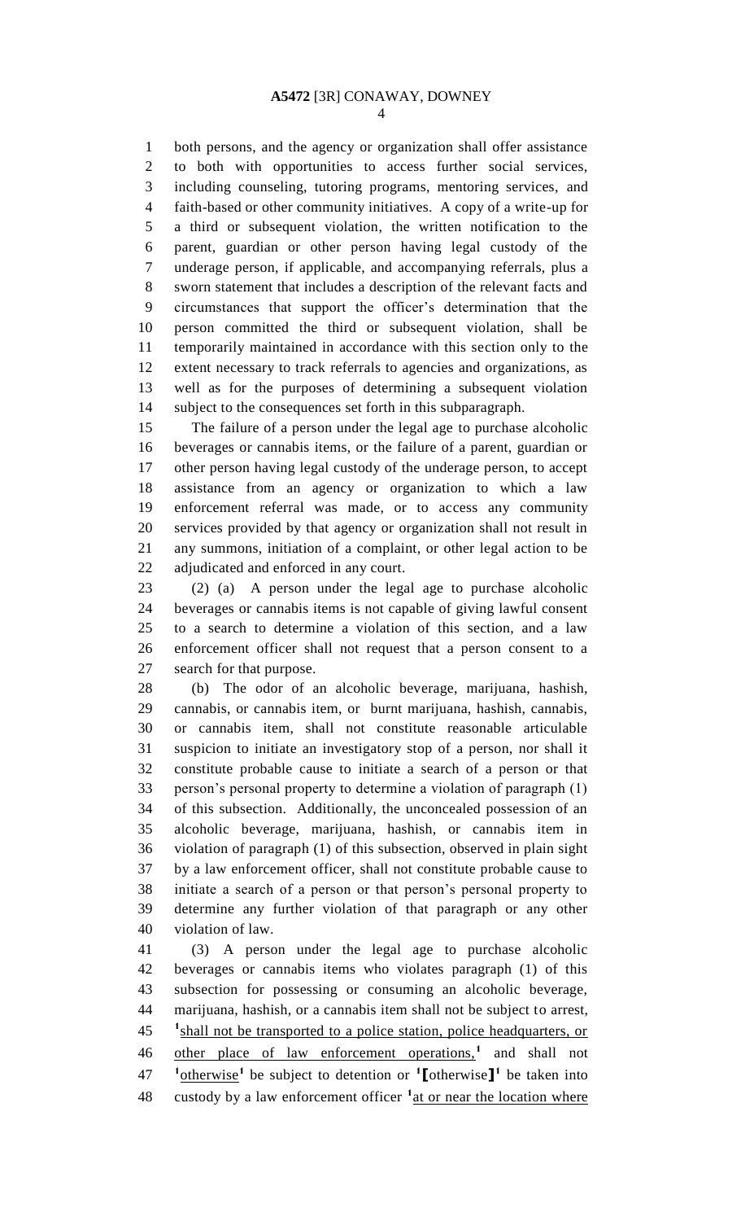both persons, and the agency or organization shall offer assistance to both with opportunities to access further social services, including counseling, tutoring programs, mentoring services, and faith-based or other community initiatives. A copy of a write-up for a third or subsequent violation, the written notification to the parent, guardian or other person having legal custody of the underage person, if applicable, and accompanying referrals, plus a sworn statement that includes a description of the relevant facts and circumstances that support the officer's determination that the person committed the third or subsequent violation, shall be temporarily maintained in accordance with this section only to the extent necessary to track referrals to agencies and organizations, as well as for the purposes of determining a subsequent violation subject to the consequences set forth in this subparagraph.

The failure of a person under the legal age to purchase alcoholic beverages or cannabis items, or the failure of a parent, guardian or other person having legal custody of the underage person, to accept assistance from an agency or organization to which a law enforcement referral was made, or to access any community services provided by that agency or organization shall not result in any summons, initiation of a complaint, or other legal action to be adjudicated and enforced in any court.

(2) (a) A person under the legal age to purchase alcoholic beverages or cannabis items is not capable of giving lawful consent to a search to determine a violation of this section, and a law enforcement officer shall not request that a person consent to a search for that purpose.

(b) The odor of an alcoholic beverage, marijuana, hashish, cannabis, or cannabis item, or burnt marijuana, hashish, cannabis, or cannabis item, shall not constitute reasonable articulable suspicion to initiate an investigatory stop of a person, nor shall it constitute probable cause to initiate a search of a person or that person's personal property to determine a violation of paragraph (1) of this subsection. Additionally, the unconcealed possession of an alcoholic beverage, marijuana, hashish, or cannabis item in violation of paragraph (1) of this subsection, observed in plain sight by a law enforcement officer, shall not constitute probable cause to initiate a search of a person or that person's personal property to determine any further violation of that paragraph or any other violation of law.

(3) A person under the legal age to purchase alcoholic beverages or cannabis items who violates paragraph (1) of this subsection for possessing or consuming an alcoholic beverage, marijuana, hashish, or a cannabis item shall not be subject to arrest, [1]<u>shall not be transported to a police station, police headquarters, or other place of law enforcement operations,</u>[1] and shall not [1]<u>otherwise</u>[1] be subject to detention or [1][otherwise][1] be taken into custody by a law enforcement officer [1]<u>at or near the location where</u>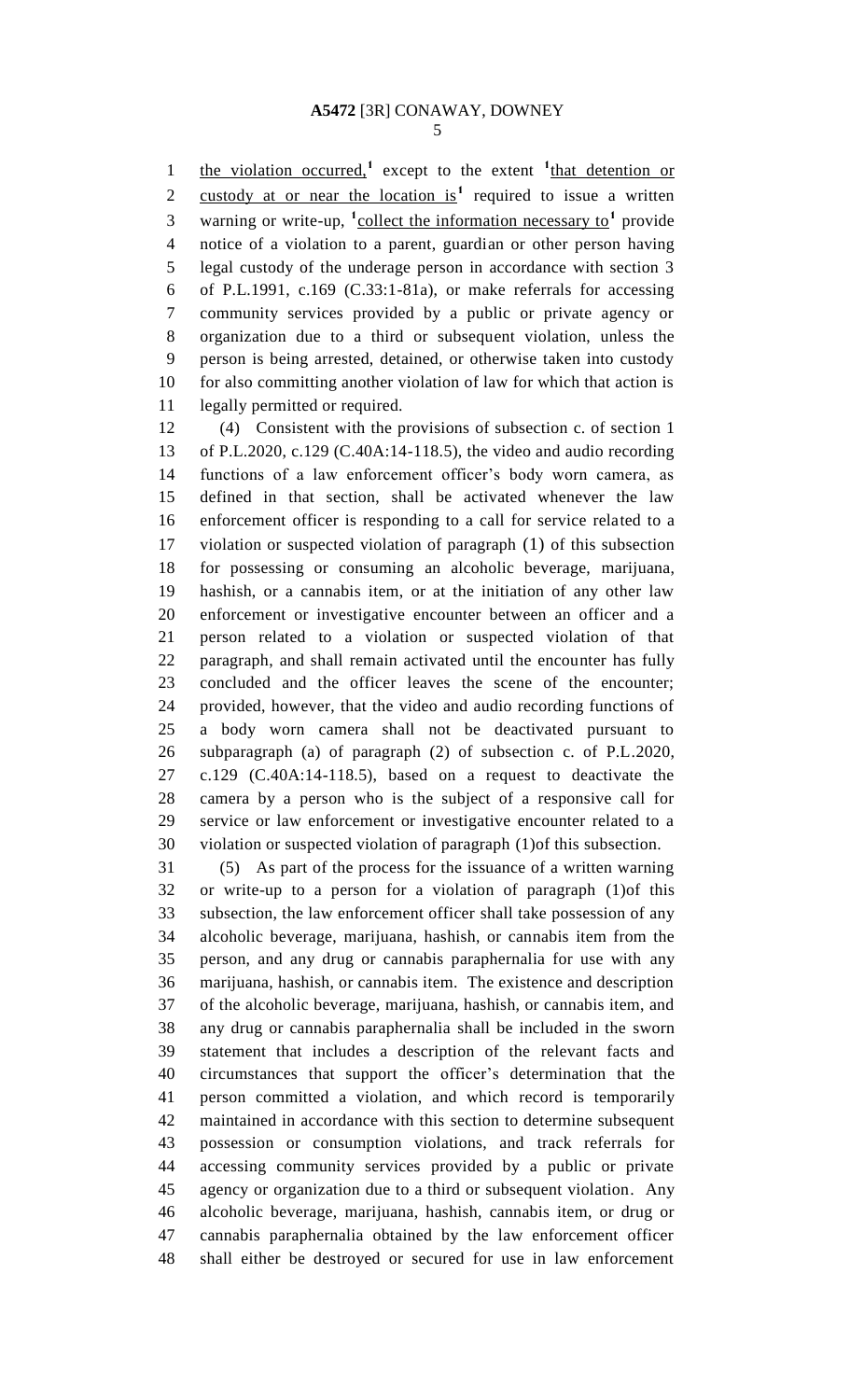the violation occurred,[1] except to the extent [1]that detention or custody at or near the location is[1] required to issue a written warning or write-up, [1]collect the information necessary to[1] provide notice of a violation to a parent, guardian or other person having legal custody of the underage person in accordance with section 3 of P.L.1991, c.169 (C.33:1-81a), or make referrals for accessing community services provided by a public or private agency or organization due to a third or subsequent violation, unless the person is being arrested, detained, or otherwise taken into custody for also committing another violation of law for which that action is legally permitted or required.

(4) Consistent with the provisions of subsection c. of section 1 of P.L.2020, c.129 (C.40A:14-118.5), the video and audio recording functions of a law enforcement officer's body worn camera, as defined in that section, shall be activated whenever the law enforcement officer is responding to a call for service related to a violation or suspected violation of paragraph (1) of this subsection for possessing or consuming an alcoholic beverage, marijuana, hashish, or a cannabis item, or at the initiation of any other law enforcement or investigative encounter between an officer and a person related to a violation or suspected violation of that paragraph, and shall remain activated until the encounter has fully concluded and the officer leaves the scene of the encounter; provided, however, that the video and audio recording functions of a body worn camera shall not be deactivated pursuant to subparagraph (a) of paragraph (2) of subsection c. of P.L.2020, c.129 (C.40A:14-118.5), based on a request to deactivate the camera by a person who is the subject of a responsive call for service or law enforcement or investigative encounter related to a violation or suspected violation of paragraph (1)of this subsection.

(5) As part of the process for the issuance of a written warning or write-up to a person for a violation of paragraph (1)of this subsection, the law enforcement officer shall take possession of any alcoholic beverage, marijuana, hashish, or cannabis item from the person, and any drug or cannabis paraphernalia for use with any marijuana, hashish, or cannabis item. The existence and description of the alcoholic beverage, marijuana, hashish, or cannabis item, and any drug or cannabis paraphernalia shall be included in the sworn statement that includes a description of the relevant facts and circumstances that support the officer's determination that the person committed a violation, and which record is temporarily maintained in accordance with this section to determine subsequent possession or consumption violations, and track referrals for accessing community services provided by a public or private agency or organization due to a third or subsequent violation. Any alcoholic beverage, marijuana, hashish, cannabis item, or drug or cannabis paraphernalia obtained by the law enforcement officer shall either be destroyed or secured for use in law enforcement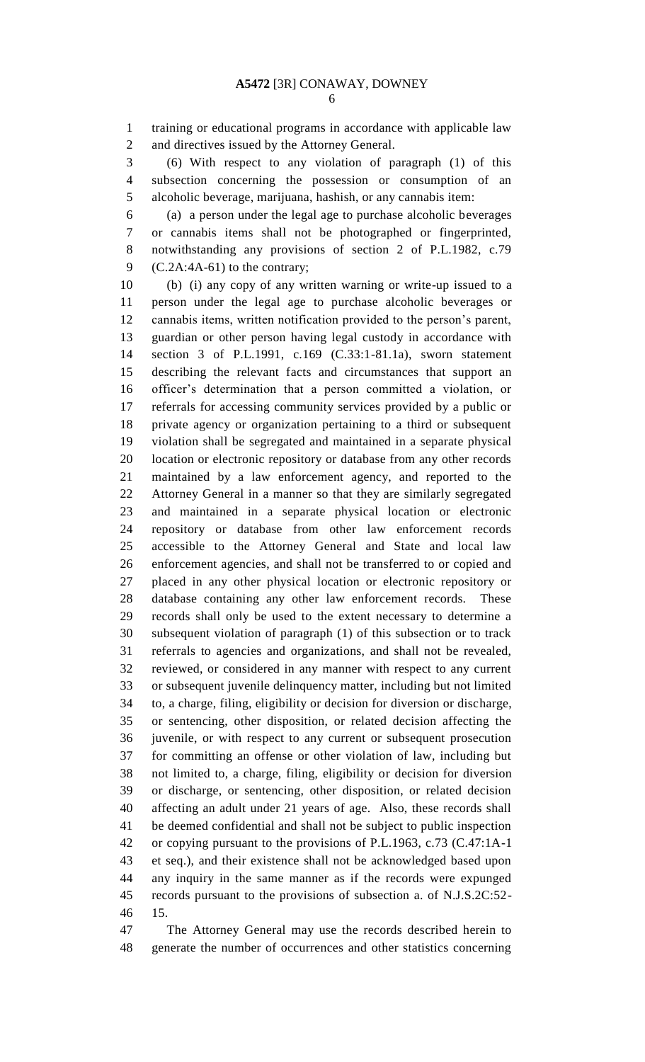training or educational programs in accordance with applicable law and directives issued by the Attorney General.

(6) With respect to any violation of paragraph (1) of this subsection concerning the possession or consumption of an alcoholic beverage, marijuana, hashish, or any cannabis item:

(a) a person under the legal age to purchase alcoholic beverages or cannabis items shall not be photographed or fingerprinted, notwithstanding any provisions of section 2 of P.L.1982, c.79 (C.2A:4A-61) to the contrary;

(b) (i) any copy of any written warning or write-up issued to a person under the legal age to purchase alcoholic beverages or cannabis items, written notification provided to the person's parent, guardian or other person having legal custody in accordance with section 3 of P.L.1991, c.169 (C.33:1-81.1a), sworn statement describing the relevant facts and circumstances that support an officer's determination that a person committed a violation, or referrals for accessing community services provided by a public or private agency or organization pertaining to a third or subsequent violation shall be segregated and maintained in a separate physical location or electronic repository or database from any other records maintained by a law enforcement agency, and reported to the Attorney General in a manner so that they are similarly segregated and maintained in a separate physical location or electronic repository or database from other law enforcement records accessible to the Attorney General and State and local law enforcement agencies, and shall not be transferred to or copied and placed in any other physical location or electronic repository or database containing any other law enforcement records. These records shall only be used to the extent necessary to determine a subsequent violation of paragraph (1) of this subsection or to track referrals to agencies and organizations, and shall not be revealed, reviewed, or considered in any manner with respect to any current or subsequent juvenile delinquency matter, including but not limited to, a charge, filing, eligibility or decision for diversion or discharge, or sentencing, other disposition, or related decision affecting the juvenile, or with respect to any current or subsequent prosecution for committing an offense or other violation of law, including but not limited to, a charge, filing, eligibility or decision for diversion or discharge, or sentencing, other disposition, or related decision affecting an adult under 21 years of age. Also, these records shall be deemed confidential and shall not be subject to public inspection or copying pursuant to the provisions of P.L.1963, c.73 (C.47:1A-1 et seq.), and their existence shall not be acknowledged based upon any inquiry in the same manner as if the records were expunged records pursuant to the provisions of subsection a. of N.J.S.2C:52-15.

The Attorney General may use the records described herein to generate the number of occurrences and other statistics concerning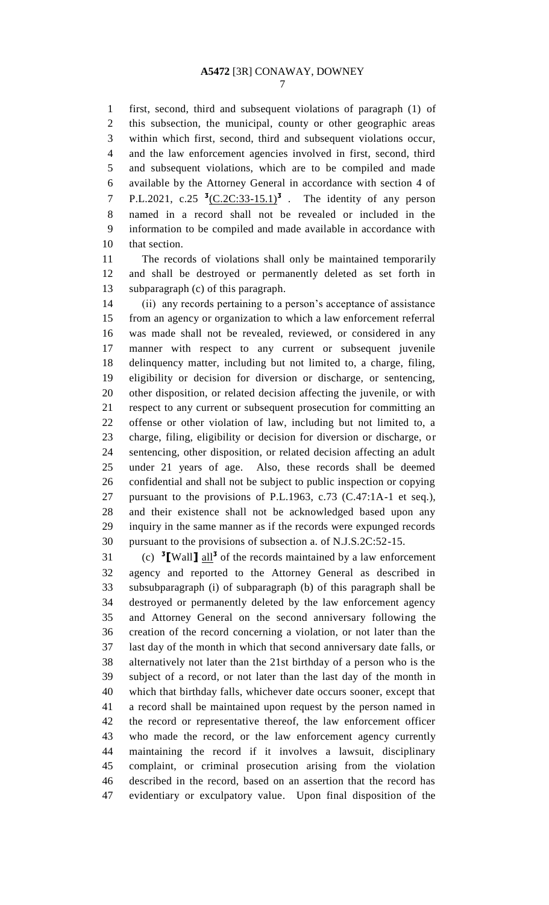first, second, third and subsequent violations of paragraph (1) of this subsection, the municipal, county or other geographic areas within which first, second, third and subsequent violations occur, and the law enforcement agencies involved in first, second, third and subsequent violations, which are to be compiled and made available by the Attorney General in accordance with section 4 of P.L.2021, c.25 [3](C.2C:33-15.1)[3] . The identity of any person named in a record shall not be revealed or included in the information to be compiled and made available in accordance with that section.

The records of violations shall only be maintained temporarily and shall be destroyed or permanently deleted as set forth in subparagraph (c) of this paragraph.

(ii) any records pertaining to a person's acceptance of assistance from an agency or organization to which a law enforcement referral was made shall not be revealed, reviewed, or considered in any manner with respect to any current or subsequent juvenile delinquency matter, including but not limited to, a charge, filing, eligibility or decision for diversion or discharge, or sentencing, other disposition, or related decision affecting the juvenile, or with respect to any current or subsequent prosecution for committing an offense or other violation of law, including but not limited to, a charge, filing, eligibility or decision for diversion or discharge, or sentencing, other disposition, or related decision affecting an adult under 21 years of age. Also, these records shall be deemed confidential and shall not be subject to public inspection or copying pursuant to the provisions of P.L.1963, c.73 (C.47:1A-1 et seq.), and their existence shall not be acknowledged based upon any inquiry in the same manner as if the records were expunged records pursuant to the provisions of subsection a. of N.J.S.2C:52-15.

(c) [3]【Wall】 all[3] of the records maintained by a law enforcement agency and reported to the Attorney General as described in subsubparagraph (i) of subparagraph (b) of this paragraph shall be destroyed or permanently deleted by the law enforcement agency and Attorney General on the second anniversary following the creation of the record concerning a violation, or not later than the last day of the month in which that second anniversary date falls, or alternatively not later than the 21st birthday of a person who is the subject of a record, or not later than the last day of the month in which that birthday falls, whichever date occurs sooner, except that a record shall be maintained upon request by the person named in the record or representative thereof, the law enforcement officer who made the record, or the law enforcement agency currently maintaining the record if it involves a lawsuit, disciplinary complaint, or criminal prosecution arising from the violation described in the record, based on an assertion that the record has evidentiary or exculpatory value. Upon final disposition of the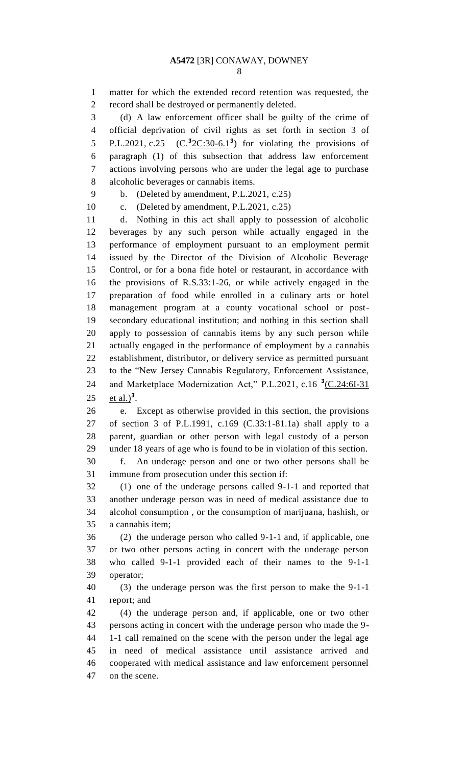matter for which the extended record retention was requested, the record shall be destroyed or permanently deleted.

(d) A law enforcement officer shall be guilty of the crime of official deprivation of civil rights as set forth in section 3 of P.L.2021, c.25 (C.[3]2C:30-6.1[3]) for violating the provisions of paragraph (1) of this subsection that address law enforcement actions involving persons who are under the legal age to purchase alcoholic beverages or cannabis items.

b. (Deleted by amendment, P.L.2021, c.25)

c. (Deleted by amendment, P.L.2021, c.25)

d. Nothing in this act shall apply to possession of alcoholic beverages by any such person while actually engaged in the performance of employment pursuant to an employment permit issued by the Director of the Division of Alcoholic Beverage Control, or for a bona fide hotel or restaurant, in accordance with the provisions of R.S.33:1-26, or while actively engaged in the preparation of food while enrolled in a culinary arts or hotel management program at a county vocational school or post-secondary educational institution; and nothing in this section shall apply to possession of cannabis items by any such person while actually engaged in the performance of employment by a cannabis establishment, distributor, or delivery service as permitted pursuant to the "New Jersey Cannabis Regulatory, Enforcement Assistance, and Marketplace Modernization Act," P.L.2021, c.16 [3](C.24:6I-31 et al.)[3].

e. Except as otherwise provided in this section, the provisions of section 3 of P.L.1991, c.169 (C.33:1-81.1a) shall apply to a parent, guardian or other person with legal custody of a person under 18 years of age who is found to be in violation of this section.

f. An underage person and one or two other persons shall be immune from prosecution under this section if:

(1) one of the underage persons called 9-1-1 and reported that another underage person was in need of medical assistance due to alcohol consumption , or the consumption of marijuana, hashish, or a cannabis item;

(2) the underage person who called 9-1-1 and, if applicable, one or two other persons acting in concert with the underage person who called 9-1-1 provided each of their names to the 9-1-1 operator;

(3) the underage person was the first person to make the 9-1-1 report; and

(4) the underage person and, if applicable, one or two other persons acting in concert with the underage person who made the 9-1-1 call remained on the scene with the person under the legal age in need of medical assistance until assistance arrived and cooperated with medical assistance and law enforcement personnel on the scene.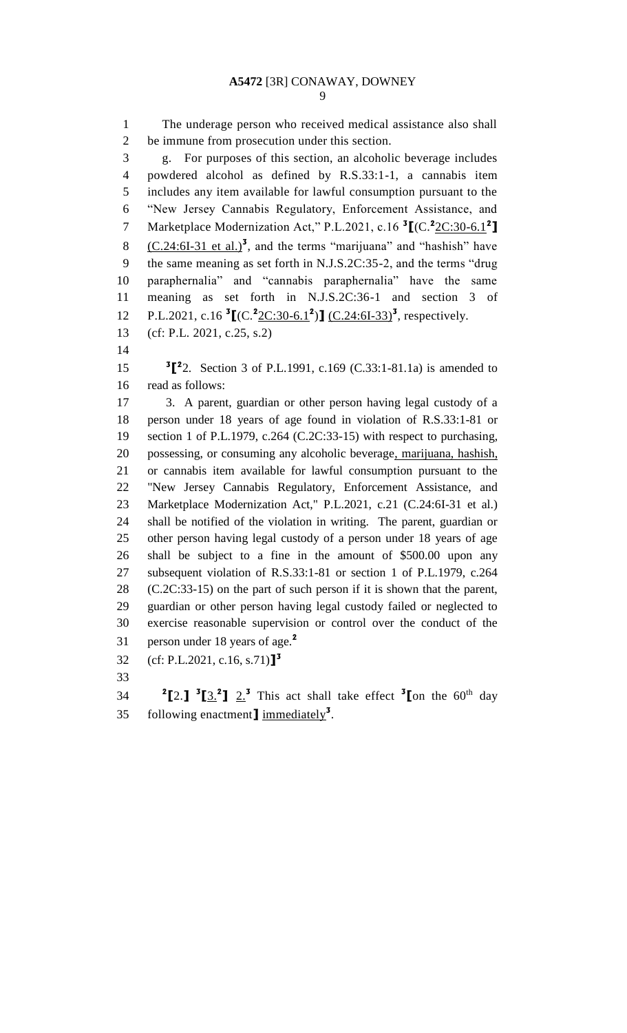The underage person who received medical assistance also shall be immune from prosecution under this section.

g. For purposes of this section, an alcoholic beverage includes powdered alcohol as defined by R.S.33:1-1, a cannabis item includes any item available for lawful consumption pursuant to the "New Jersey Cannabis Regulatory, Enforcement Assistance, and Marketplace Modernization Act," P.L.2021, c.16 [3]⟦(C.[2]2C:30-6.1[2]⟧ (C.24:6I-31 et al.)[3], and the terms "marijuana" and "hashish" have the same meaning as set forth in N.J.S.2C:35-2, and the terms "drug paraphernalia" and "cannabis paraphernalia" have the same meaning as set forth in N.J.S.2C:36-1 and section 3 of P.L.2021, c.16 [3]⟦(C.[2]2C:30-6.1[2])⟧ (C.24:6I-33)[3], respectively.

(cf: P.L. 2021, c.25, s.2)

[3]⟦[2]2. Section 3 of P.L.1991, c.169 (C.33:1-81.1a) is amended to read as follows:

3. A parent, guardian or other person having legal custody of a person under 18 years of age found in violation of R.S.33:1-81 or section 1 of P.L.1979, c.264 (C.2C:33-15) with respect to purchasing, possessing, or consuming any alcoholic beverage, marijuana, hashish, or cannabis item available for lawful consumption pursuant to the "New Jersey Cannabis Regulatory, Enforcement Assistance, and Marketplace Modernization Act," P.L.2021, c.21 (C.24:6I-31 et al.) shall be notified of the violation in writing. The parent, guardian or other person having legal custody of a person under 18 years of age shall be subject to a fine in the amount of \$500.00 upon any subsequent violation of R.S.33:1-81 or section 1 of P.L.1979, c.264 (C.2C:33-15) on the part of such person if it is shown that the parent, guardian or other person having legal custody failed or neglected to exercise reasonable supervision or control over the conduct of the person under 18 years of age.[2]

(cf: P.L.2021, c.16, s.71)⟧[3]

[2]⟦2.⟧ [3]⟦3.[2]⟧ 2.[3] This act shall take effect [3]⟦on the 60th day following enactment⟧ immediately[3].